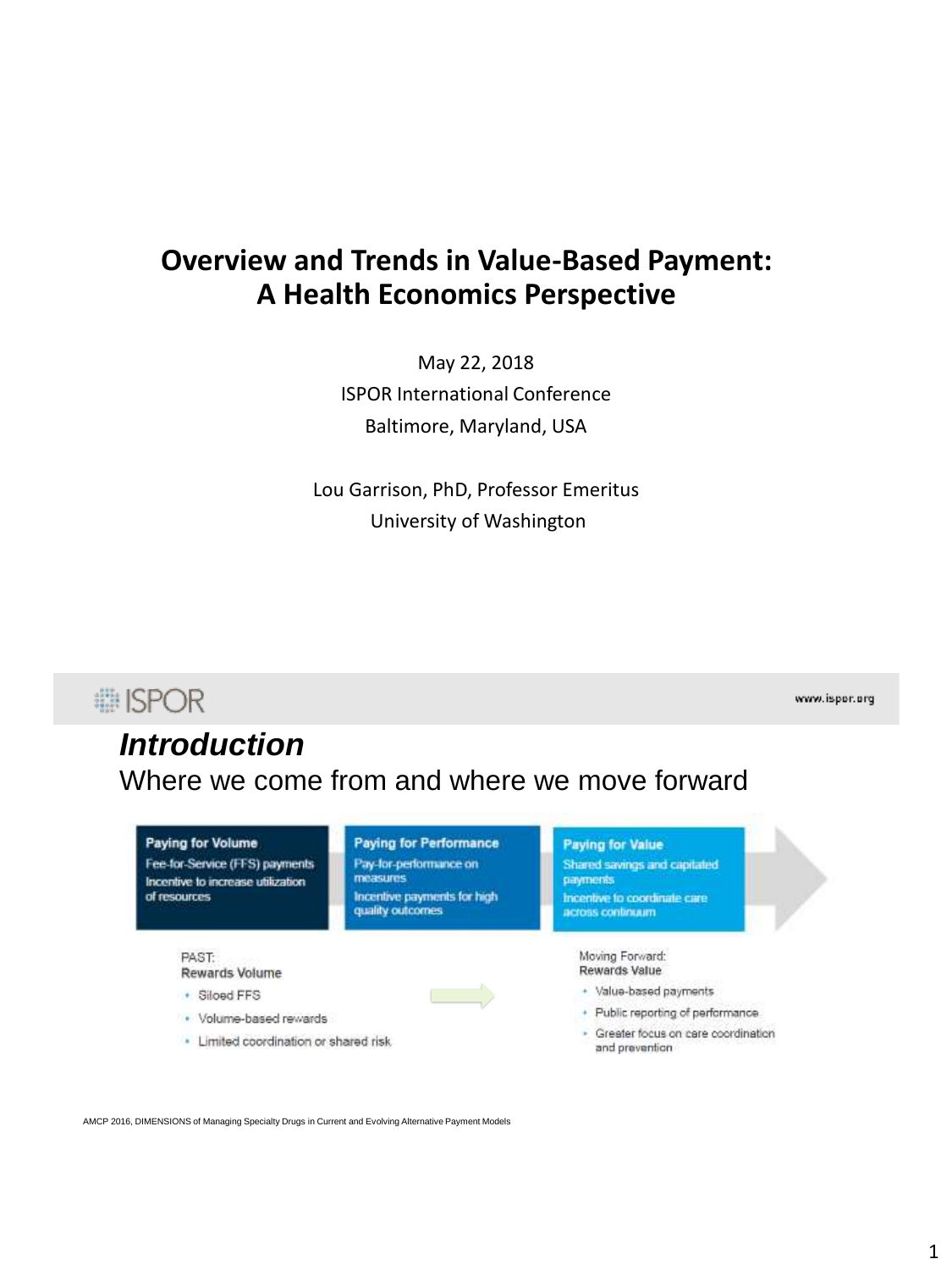# Overview and Trends in Value-Based Payment: A Health Economics Perspective

May 22, 2018

ISPOR International Conference

Baltimore, Maryland, USA

Lou Garrison, PhD, Professor Emeritus

University of Washington

---

ISPOR

www.ispor.org

## *Introduction*

Where we come from and where we move forward

**Paying for Volume**
Fee-for-Service (FFS) payments
Incentive to increase utilization of resources

**Paying for Performance**
Pay-for-performance on measures
Incentive payments for high quality outcomes

**Paying for Value**
Shared savings and capitated payments
Incentive to coordinate care across continuum

PAST:
Rewards Volume

- Siloed FFS
- Volume-based rewards
- Limited coordination or shared risk

Moving Forward:
Rewards Value

- Value-based payments
- Public reporting of performance
- Greater focus on care coordination and prevention

AMCP 2016, DIMENSIONS of Managing Specialty Drugs in Current and Evolving Alternative Payment Models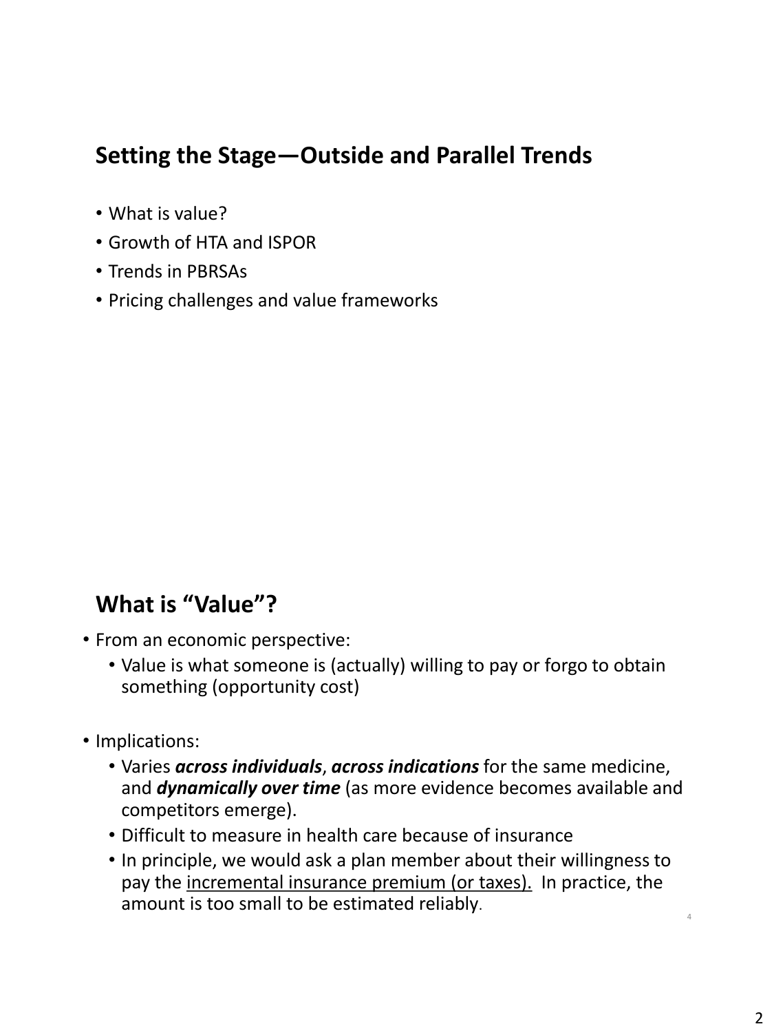## Setting the Stage—Outside and Parallel Trends

- What is value?
- Growth of HTA and ISPOR
- Trends in PBRSAs
- Pricing challenges and value frameworks

## What is "Value"?

- From an economic perspective:
  - Value is what someone is (actually) willing to pay or forgo to obtain something (opportunity cost)
- Implications:
  - Varies ***across individuals***, ***across indications*** for the same medicine, and ***dynamically over time*** (as more evidence becomes available and competitors emerge).
  - Difficult to measure in health care because of insurance
  - In principle, we would ask a plan member about their willingness to pay the <u>incremental insurance premium (or taxes).</u> In practice, the amount is too small to be estimated reliably.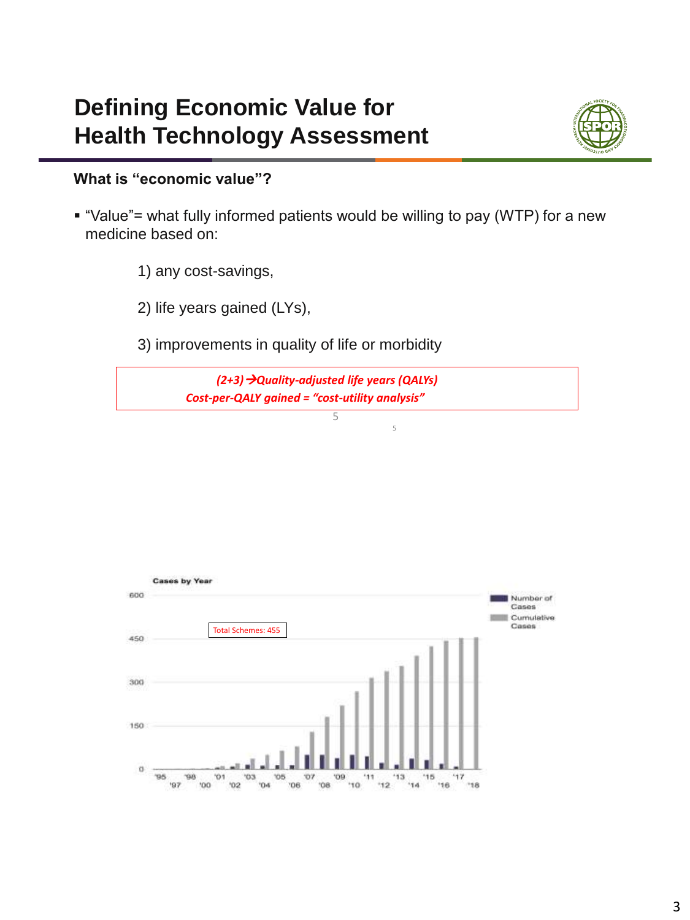# Defining Economic Value for Health Technology Assessment

**What is "economic value"?**

- "Value"= what fully informed patients would be willing to pay (WTP) for a new medicine based on:

  1) any cost-savings,

  2) life years gained (LYs),

  3) improvements in quality of life or morbidity

*(2+3)→Quality-adjusted life years (QALYs)*
*Cost-per-QALY gained = "cost-utility analysis"*

**Cases by Year**

Total Schemes: 455

Legend: Number of Cases; Cumulative Cases

Y-axis: 0, 150, 300, 450, 600

X-axis: '95, '97, '98, '00, '01, '02, '03, '04, '05, '06, '07, '08, '09, '10, '11, '12, '13, '14, '15, '16, '17, '18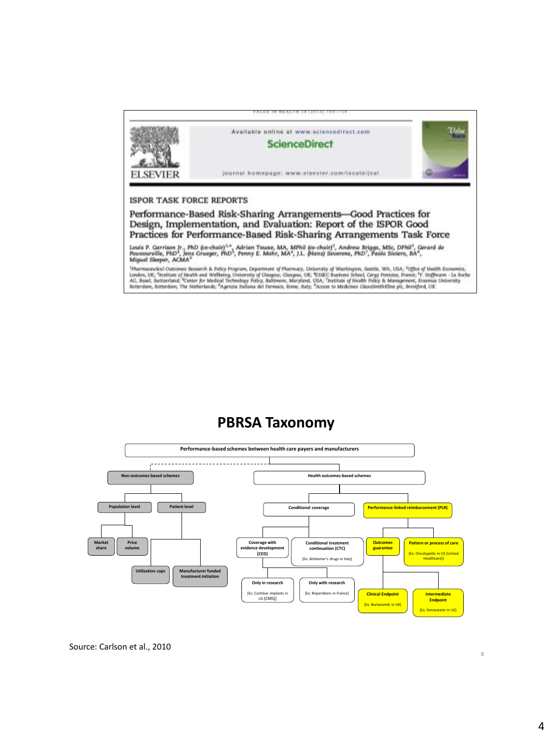VALUE IN HEALTH 16 (2013) 703-719

Available online at www.sciencedirect.com

ScienceDirect

journal homepage: www.elsevier.com/locate/jval

ISPOR TASK FORCE REPORTS

## Performance-Based Risk-Sharing Arrangements—Good Practices for Design, Implementation, and Evaluation: Report of the ISPOR Good Practices for Performance-Based Risk-Sharing Arrangements Task Force

Louis P. Garrison Jr., PhD (co-chair)[1,*], Adrian Towse, MA, MPhil (co-chair)[2], Andrew Briggs, MSc, DPhil[3], Gerard de Pouvourville, PhD[4], Jens Grueger, PhD[5], Penny E. Mohr, MA[6], J.L. (Hans) Severens, PhD[7], Paolo Siviero, BA[8], Miguel Sleeper, ACMA[9]

[1]Pharmaceutical Outcomes Research & Policy Program, Department of Pharmacy, University of Washington, Seattle, WA, USA; [2]Office of Health Economics, London, UK; [3]Institute of Health and Wellbeing, University of Glasgow, Glasgow, UK; [4]ESSEC Business School, Cergy Pontoise, France; [5]F. Hoffmann - La Roche AG, Basel, Switzerland; [6]Center for Medical Technology Policy, Baltimore, Maryland, USA; [7]Institute of Health Policy & Management, Erasmus University Rotterdam, Rotterdam, The Netherlands; [8]Agenzia Italiana del Farmaco, Rome, Italy; [9]Access to Medicines GlaxoSmithKline plc, Brentford, UK

## PBRSA Taxonomy

- Performance-based schemes between health care payers and manufacturers
  - Non-outcomes based schemes
    - Population level
      - Market share
      - Price volume
    - Patient level
      - Utilization caps
      - Manufacturer funded treatment initiation
  - Health outcomes-based schemes
    - Conditional coverage
      - Coverage with evidence development (CED)
        - Only in research [Ex: Cochlear implants in US (CMS)]
        - Only with research [Ex: Risperidone in France]
      - Conditional treatment continuation (CTC) [Ex: Alzheimer's drugs in Italy]
    - Performance-linked reimbursement (PLR)
      - Outcomes guarantee
        - Clinical Endpoint [Ex: Bortezomib in UK]
        - Intermediate Endpoint [Ex: Simvastatin in US]
      - Pattern or process of care [Ex: OncotypeDx in US (United Healthcare)]

Source: Carlson et al., 2010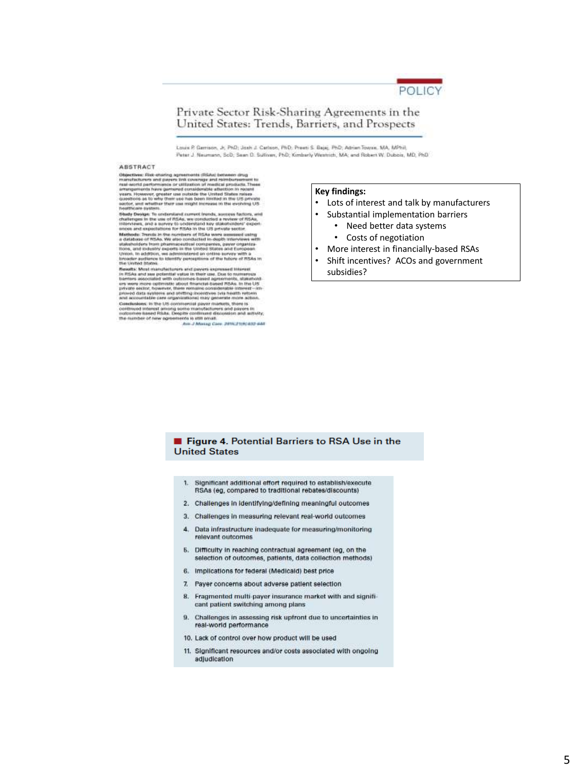POLICY

# Private Sector Risk-Sharing Agreements in the United States: Trends, Barriers, and Prospects

Louis P. Garrison, Jr, PhD; Josh J. Carlson, PhD; Preeti S. Bajaj, PhD; Adrian Towse, MA, MPhil; Peter J. Neumann, ScD; Sean D. Sullivan, PhD; Kimberly Westrich, MA; and Robert W. Dubois, MD, PhD

## ABSTRACT

**Objectives:** Risk-sharing agreements (RSAs) between drug manufacturers and payers link coverage and reimbursement to real-world performance or utilization of medical products. These arrangements have garnered considerable attention in recent years. However, greater use outside the United States raises questions as to why their use has been limited in the US private sector, and whether their use might increase in the evolving US healthcare system.

**Study Design:** To understand current trends, success factors, and challenges in the use of RSAs, we conducted a review of RSAs, interviews, and a survey to understand key stakeholders' experiences and expectations for RSAs in the US private sector.

**Methods:** Trends in the numbers of RSAs were assessed using a database of RSAs. We also conducted in-depth interviews with stakeholders from pharmaceutical companies, payer organizations, and industry experts in the United States and European Union. In addition, we administered an online survey with a broader audience to identify perceptions of the future of RSAs in the United States.

**Results:** Most manufacturers and payers expressed interest in RSAs and saw potential value in their use. Due to numerous barriers associated with outcomes-based agreements, stakeholders were more optimistic about financial-based RSAs. In the US private sector, however, there remains considerable interest—improved data systems and shifting incentives (via health reform and accountable care organizations) may generate more action.

**Conclusions:** In the US commercial payer markets, there is continued interest among some manufacturers and payers in outcomes-based RSAs. Despite continued discussion and activity, the number of new agreements is still small.

*Am J Manag Care. 2015;21(9):632-640*

**Key findings:**

- Lots of interest and talk by manufacturers
- Substantial implementation barriers
  - Need better data systems
  - Costs of negotiation
- More interest in financially-based RSAs
- Shift incentives? ACOs and government subsidies?

**Figure 4.** Potential Barriers to RSA Use in the United States

1. Significant additional effort required to establish/execute RSAs (eg, compared to traditional rebates/discounts)
2. Challenges in identifying/defining meaningful outcomes
3. Challenges in measuring relevant real-world outcomes
4. Data infrastructure inadequate for measuring/monitoring relevant outcomes
5. Difficulty in reaching contractual agreement (eg, on the selection of outcomes, patients, data collection methods)
6. Implications for federal (Medicaid) best price
7. Payer concerns about adverse patient selection
8. Fragmented multi-payer insurance market with and significant patient switching among plans
9. Challenges in assessing risk upfront due to uncertainties in real-world performance
10. Lack of control over how product will be used
11. Significant resources and/or costs associated with ongoing adjudication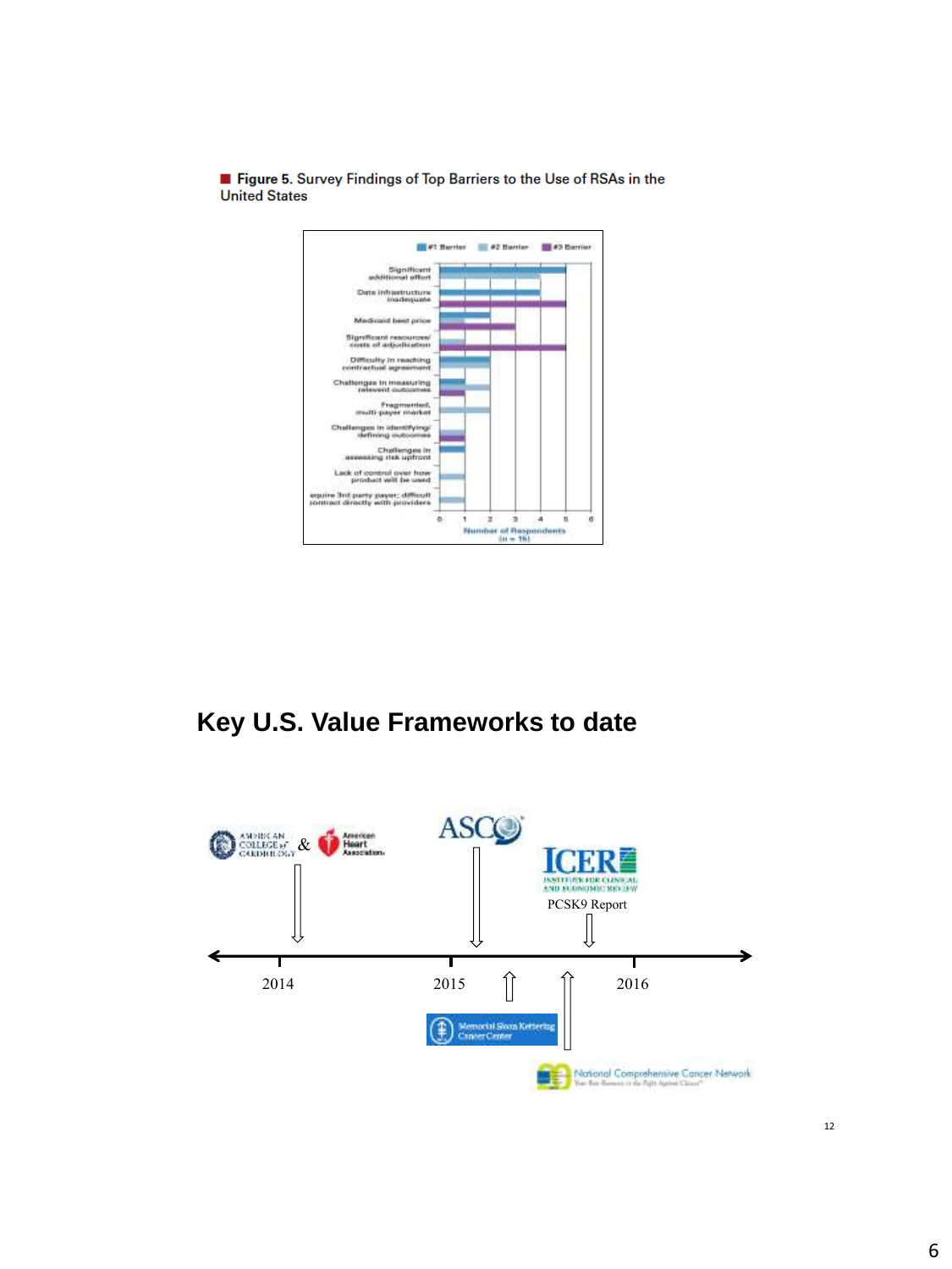■ **Figure 5.** Survey Findings of Top Barriers to the Use of RSAs in the United States

#1 Barrier   #2 Barrier   #3 Barrier

Significant additional effort

Data infrastructure inadequate

Medicaid best price

Significant resources/ costs of adjudication

Difficulty in reaching contractual agreement

Challenges in measuring relevant outcomes

Fragmented, multi-payer market

Challenges in identifying/ defining outcomes

Challenges in assessing risk upfront

Lack of control over how product will be used

equire 3rd party payer; difficult contract directly with providers

0 1 2 3 4 5 6

Number of Respondents (n = 15)

## Key U.S. Value Frameworks to date

American College of Cardiology & American Heart Association

ASCO

ICER Institute for Clinical and Economic Review

PCSK9 Report

2014   2015   2016

Memorial Sloan Kettering Cancer Center

National Comprehensive Cancer Network

12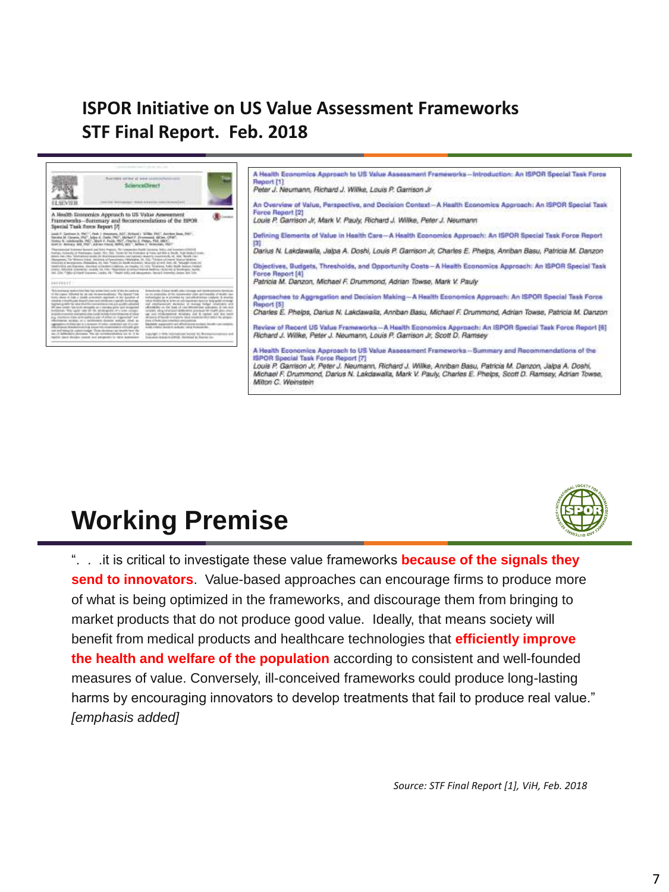## ISPOR Initiative on US Value Assessment Frameworks
## STF Final Report. Feb. 2018

A Health Economics Approach to US Value Assessment Frameworks—Introduction: An ISPOR Special Task Force Report [1]
*Peter J. Neumann, Richard J. Willke, Louis P. Garrison Jr*

An Overview of Value, Perspective, and Decision Context—A Health Economics Approach: An ISPOR Special Task Force Report [2]
*Louis P. Garrison Jr, Mark V. Pauly, Richard J. Willke, Peter J. Neumann*

Defining Elements of Value in Health Care—A Health Economics Approach: An ISPOR Special Task Force Report [3]
*Darius N. Lakdawalla, Jalpa A. Doshi, Louis P. Garrison Jr, Charles E. Phelps, Anirban Basu, Patricia M. Danzon*

Objectives, Budgets, Thresholds, and Opportunity Costs—A Health Economics Approach: An ISPOR Special Task Force Report [4]
*Patricia M. Danzon, Michael F. Drummond, Adrian Towse, Mark V. Pauly*

Approaches to Aggregation and Decision Making—A Health Economics Approach: An ISPOR Special Task Force Report [5]
*Charles E. Phelps, Darius N. Lakdawalla, Anirban Basu, Michael F. Drummond, Adrian Towse, Patricia M. Danzon*

Review of Recent US Value Frameworks—A Health Economics Approach: An ISPOR Special Task Force Report [6]
*Richard J. Willke, Peter J. Neumann, Louis P. Garrison Jr, Scott D. Ramsey*

A Health Economics Approach to US Value Assessment Frameworks—Summary and Recommendations of the ISPOR Special Task Force Report [7]
*Louis P. Garrison Jr, Peter J. Neumann, Richard J. Willke, Anirban Basu, Patricia M. Danzon, Jalpa A. Doshi, Michael F. Drummond, Darius N. Lakdawalla, Mark V. Pauly, Charles E. Phelps, Scott D. Ramsey, Adrian Towse, Milton C. Weinstein*

# Working Premise

". . .it is critical to investigate these value frameworks **because of the signals they send to innovators**. Value-based approaches can encourage firms to produce more of what is being optimized in the frameworks, and discourage them from bringing to market products that do not produce good value. Ideally, that means society will benefit from medical products and healthcare technologies that **efficiently improve the health and welfare of the population** according to consistent and well-founded measures of value. Conversely, ill-conceived frameworks could produce long-lasting harms by encouraging innovators to develop treatments that fail to produce real value." *[emphasis added]*

*Source: STF Final Report [1], ViH, Feb. 2018*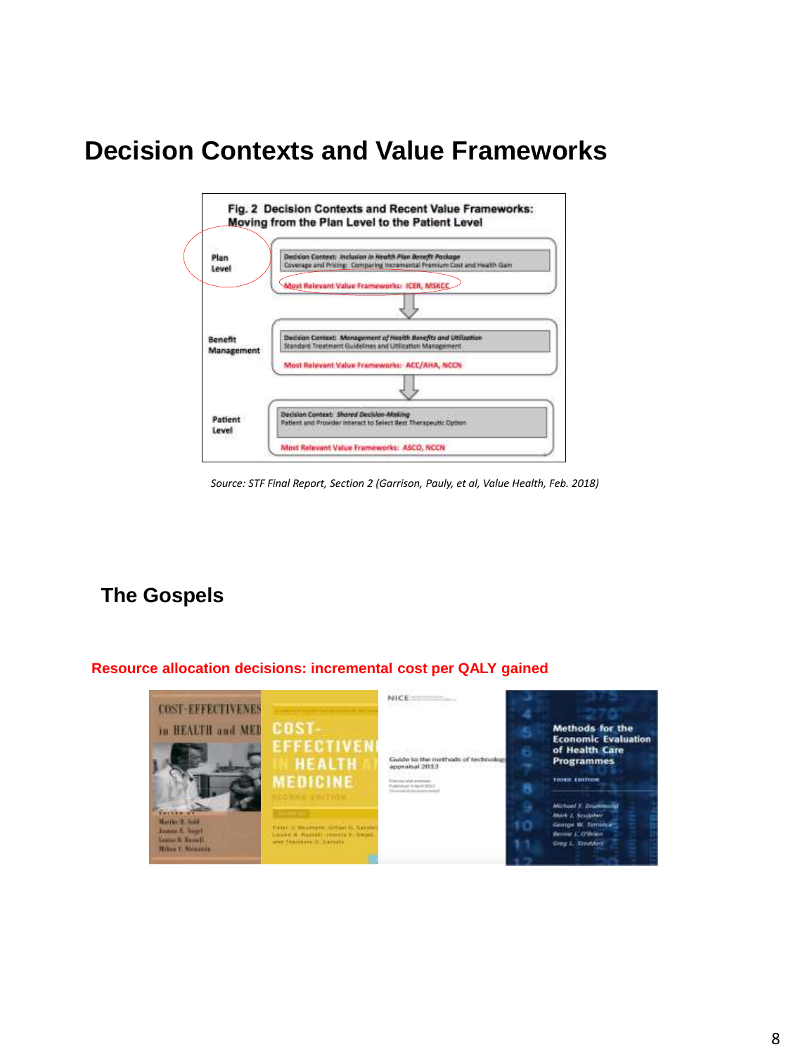# Decision Contexts and Value Frameworks

**Fig. 2 Decision Contexts and Recent Value Frameworks: Moving from the Plan Level to the Patient Level**

**Plan Level**

Decision Context: *Inclusion in Health Plan Benefit Package*
Coverage and Pricing: Comparing Incremental Premium Cost and Health Gain

Most Relevant Value Frameworks: ICER, MSKCC

**Benefit Management**

Decision Context: *Management of Health Benefits and Utilization*
Standard Treatment Guidelines and Utilization Management

Most Relevant Value Frameworks: ACC/AHA, NCCN

**Patient Level**

Decision Context: *Shared Decision-Making*
Patient and Provider Interact to Select Best Therapeutic Option

Most Relevant Value Frameworks: ASCO, NCCN

*Source: STF Final Report, Section 2 (Garrison, Pauly, et al, Value Health, Feb. 2018)*

## The Gospels

**Resource allocation decisions: incremental cost per QALY gained**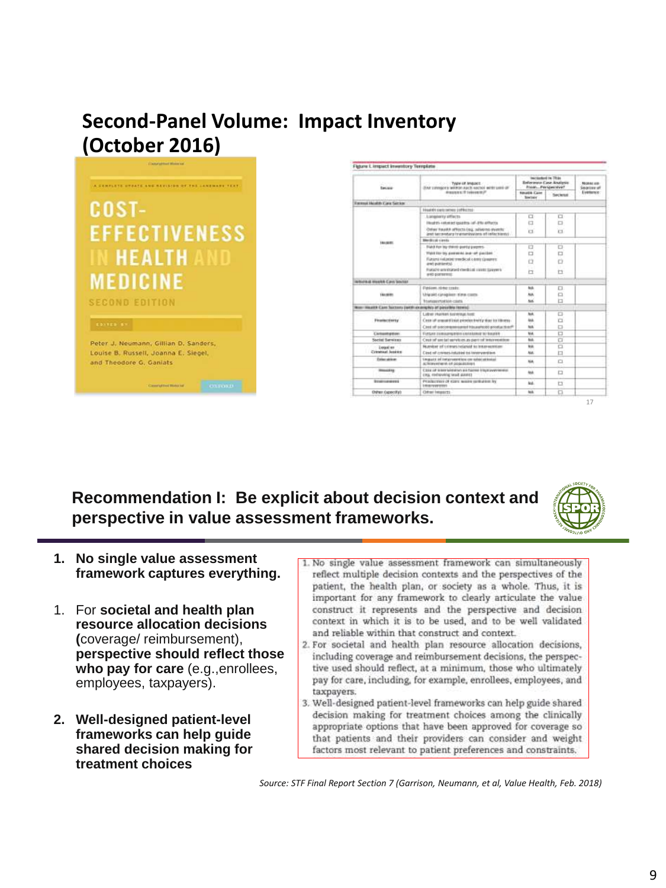# Second-Panel Volume: Impact Inventory (October 2016)

COST-EFFECTIVENESS IN HEALTH AND MEDICINE

SECOND EDITION

Peter J. Neumann, Gillian D. Sanders, Louise B. Russell, Joanna E. Siegel, and Theodore G. Ganiats

Figure 1. Impact Inventory Template

## Recommendation I: Be explicit about decision context and perspective in value assessment frameworks.

1. **No single value assessment framework captures everything.**
1. For **societal and health plan resource allocation decisions (**coverage/ reimbursement), **perspective should reflect those who pay for care** (e.g.,enrollees, employees, taxpayers).
2. **Well-designed patient-level frameworks can help guide shared decision making for treatment choices**

1. No single value assessment framework can simultaneously reflect multiple decision contexts and the perspectives of the patient, the health plan, or society as a whole. Thus, it is important for any framework to clearly articulate the value construct it represents and the perspective and decision context in which it is to be used, and to be well validated and reliable within that construct and context.
2. For societal and health plan resource allocation decisions, including coverage and reimbursement decisions, the perspective used should reflect, at a minimum, those who ultimately pay for care, including, for example, enrollees, employees, and taxpayers.
3. Well-designed patient-level frameworks can help guide shared decision making for treatment choices among the clinically appropriate options that have been approved for coverage so that patients and their providers can consider and weight factors most relevant to patient preferences and constraints.

*Source: STF Final Report Section 7 (Garrison, Neumann, et al, Value Health, Feb. 2018)*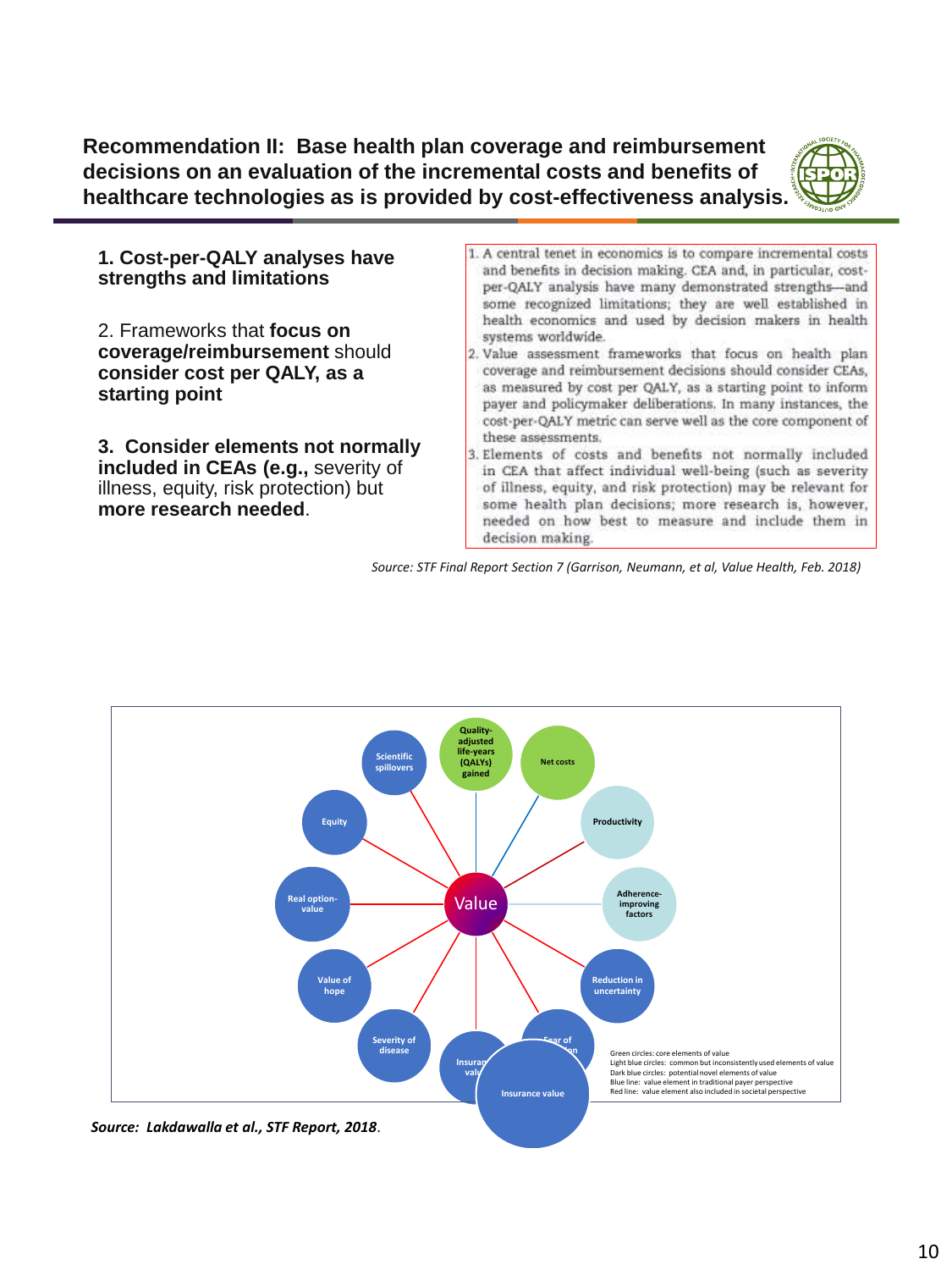## Recommendation II: Base health plan coverage and reimbursement decisions on an evaluation of the incremental costs and benefits of healthcare technologies as is provided by cost-effectiveness analysis.

**1. Cost-per-QALY analyses have strengths and limitations**

2. Frameworks that **focus on coverage/reimbursement** should **consider cost per QALY, as a starting point**

**3. Consider elements not normally included in CEAs (e.g.,** severity of illness, equity, risk protection) but **more research needed**.

1. A central tenet in economics is to compare incremental costs and benefits in decision making. CEA and, in particular, cost-per-QALY analysis have many demonstrated strengths—and some recognized limitations; they are well established in health economics and used by decision makers in health systems worldwide.
2. Value assessment frameworks that focus on health plan coverage and reimbursement decisions should consider CEAs, as measured by cost per QALY, as a starting point to inform payer and policymaker deliberations. In many instances, the cost-per-QALY metric can serve well as the core component of these assessments.
3. Elements of costs and benefits not normally included in CEA that affect individual well-being (such as severity of illness, equity, and risk protection) may be relevant for some health plan decisions; more research is, however, needed on how best to measure and include them in decision making.

*Source: STF Final Report Section 7 (Garrison, Neumann, et al, Value Health, Feb. 2018)*

Value: Quality-adjusted life-years (QALYs) gained; Net costs; Productivity; Adherence-improving factors; Reduction in uncertainty; Fear of contagion; Insurance value; Severity of disease; Value of hope; Real option-value; Equity; Scientific spillovers

Green circles: core elements of value
Light blue circles: common but inconsistently used elements of value
Dark blue circles: potential novel elements of value
Blue line: value element in traditional payer perspective
Red line: value element also included in societal perspective

***Source: Lakdawalla et al., STF Report, 2018***.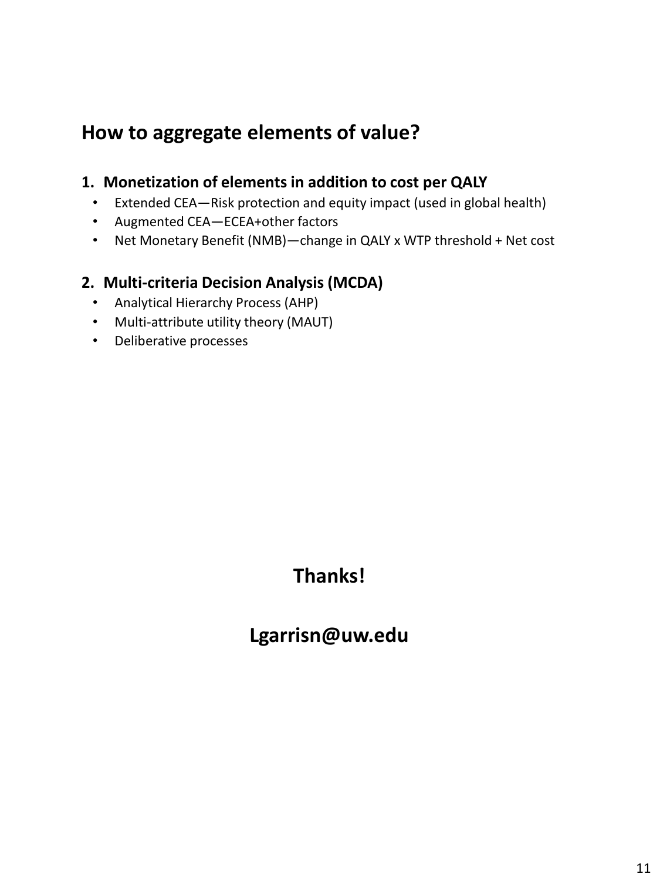## How to aggregate elements of value?

### 1. Monetization of elements in addition to cost per QALY

- Extended CEA—Risk protection and equity impact (used in global health)
- Augmented CEA—ECEA+other factors
- Net Monetary Benefit (NMB)—change in QALY x WTP threshold + Net cost

### 2. Multi-criteria Decision Analysis (MCDA)

- Analytical Hierarchy Process (AHP)
- Multi-attribute utility theory (MAUT)
- Deliberative processes

**Thanks!**

**Lgarrisn@uw.edu**